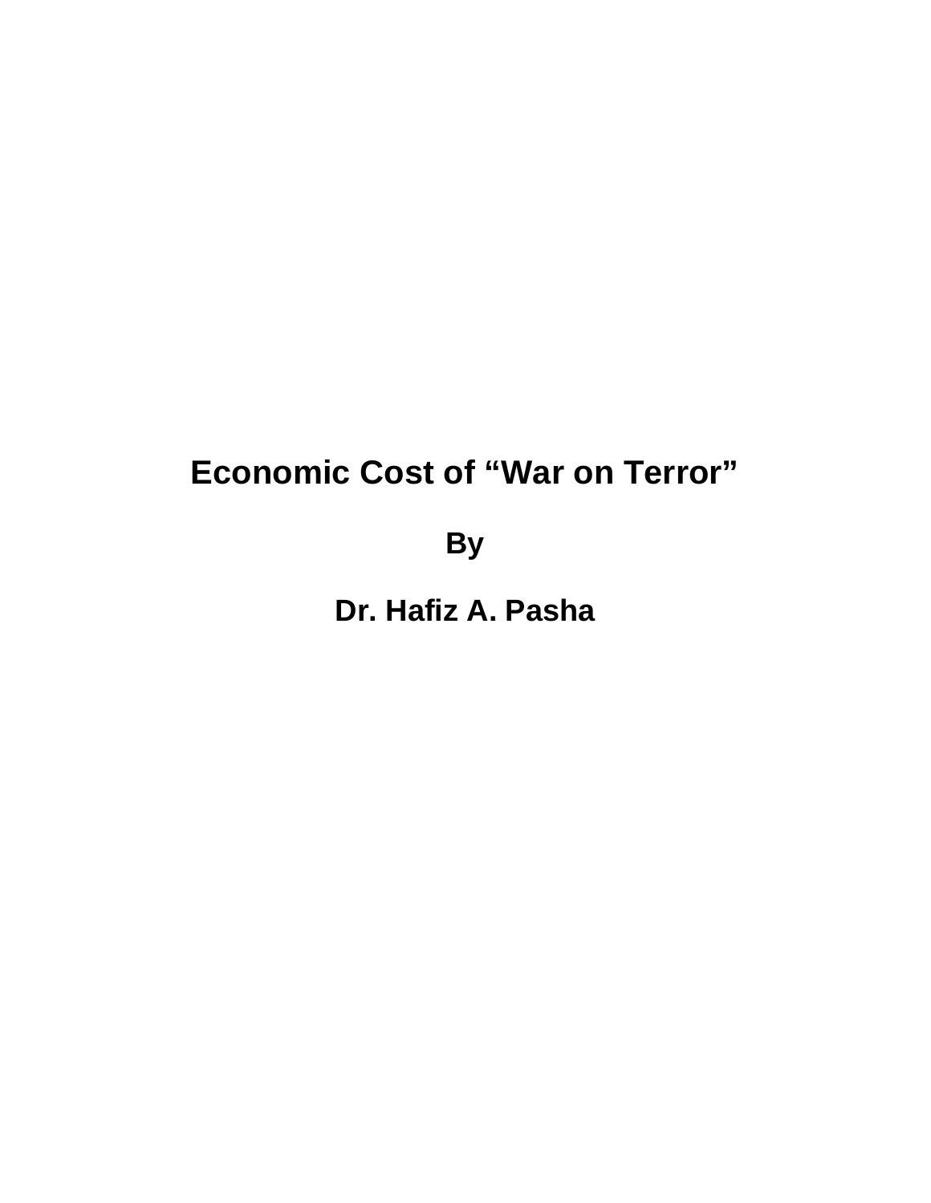# Economic Cost of "War on Terror"

**By**

**Dr. Hafiz A. Pasha**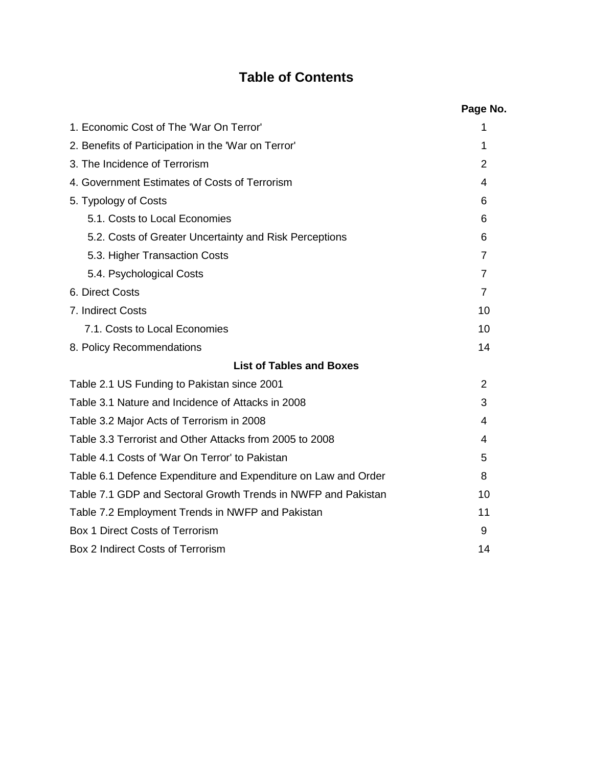# Table of Contents

| | Page No. |
|---|---|
| 1. Economic Cost of The 'War On Terror' | 1 |
| 2. Benefits of Participation in the 'War on Terror' | 1 |
| 3. The Incidence of Terrorism | 2 |
| 4. Government Estimates of Costs of Terrorism | 4 |
| 5. Typology of Costs | 6 |
| 5.1. Costs to Local Economies | 6 |
| 5.2. Costs of Greater Uncertainty and Risk Perceptions | 6 |
| 5.3. Higher Transaction Costs | 7 |
| 5.4. Psychological Costs | 7 |
| 6. Direct Costs | 7 |
| 7. Indirect Costs | 10 |
| 7.1. Costs to Local Economies | 10 |
| 8. Policy Recommendations | 14 |

**List of Tables and Boxes**

| | |
|---|---|
| Table 2.1 US Funding to Pakistan since 2001 | 2 |
| Table 3.1 Nature and Incidence of Attacks in 2008 | 3 |
| Table 3.2 Major Acts of Terrorism in 2008 | 4 |
| Table 3.3 Terrorist and Other Attacks from 2005 to 2008 | 4 |
| Table 4.1 Costs of 'War On Terror' to Pakistan | 5 |
| Table 6.1 Defence Expenditure and Expenditure on Law and Order | 8 |
| Table 7.1 GDP and Sectoral Growth Trends in NWFP and Pakistan | 10 |
| Table 7.2 Employment Trends in NWFP and Pakistan | 11 |
| Box 1 Direct Costs of Terrorism | 9 |
| Box 2 Indirect Costs of Terrorism | 14 |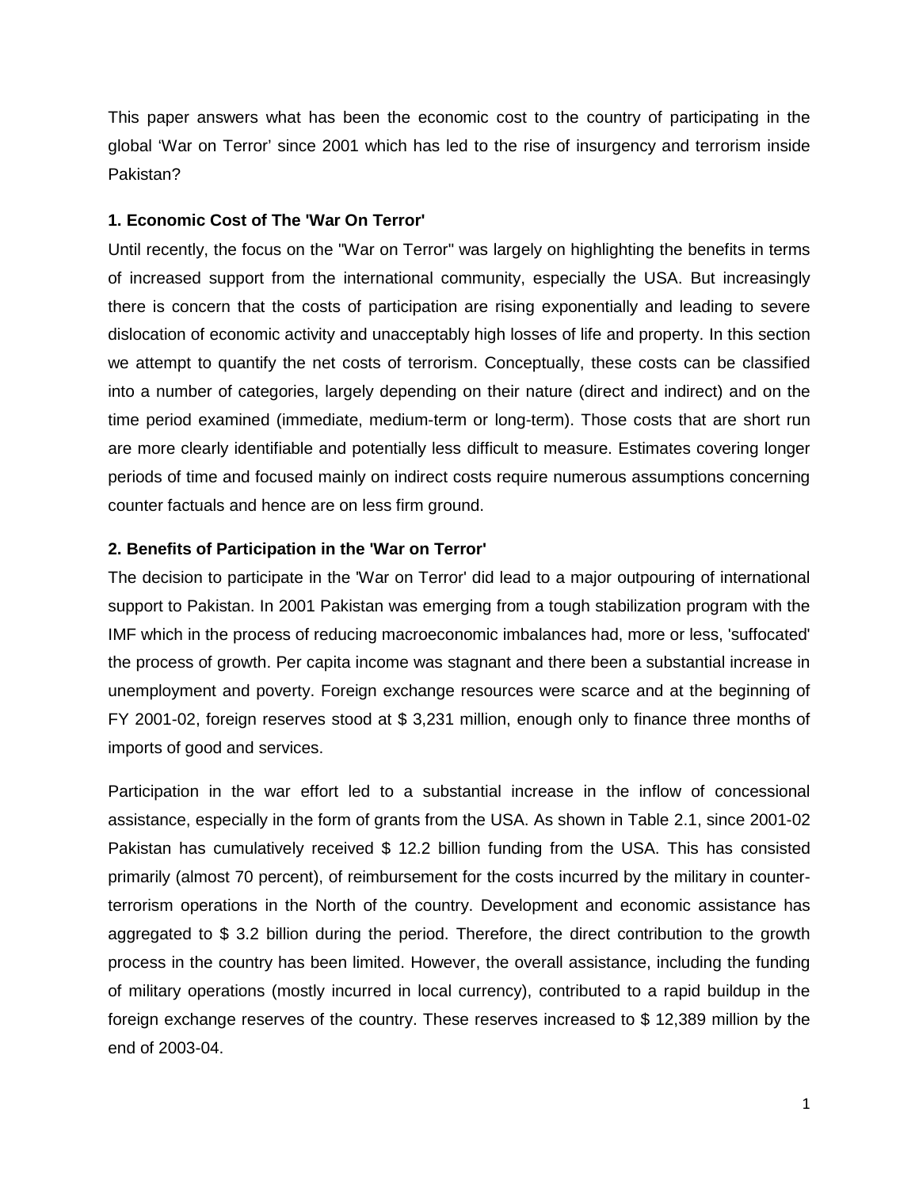This paper answers what has been the economic cost to the country of participating in the global 'War on Terror' since 2001 which has led to the rise of insurgency and terrorism inside Pakistan?

### 1. Economic Cost of The 'War On Terror'

Until recently, the focus on the "War on Terror" was largely on highlighting the benefits in terms of increased support from the international community, especially the USA. But increasingly there is concern that the costs of participation are rising exponentially and leading to severe dislocation of economic activity and unacceptably high losses of life and property. In this section we attempt to quantify the net costs of terrorism. Conceptually, these costs can be classified into a number of categories, largely depending on their nature (direct and indirect) and on the time period examined (immediate, medium-term or long-term). Those costs that are short run are more clearly identifiable and potentially less difficult to measure. Estimates covering longer periods of time and focused mainly on indirect costs require numerous assumptions concerning counter factuals and hence are on less firm ground.

### 2. Benefits of Participation in the 'War on Terror'

The decision to participate in the 'War on Terror' did lead to a major outpouring of international support to Pakistan. In 2001 Pakistan was emerging from a tough stabilization program with the IMF which in the process of reducing macroeconomic imbalances had, more or less, 'suffocated' the process of growth. Per capita income was stagnant and there been a substantial increase in unemployment and poverty. Foreign exchange resources were scarce and at the beginning of FY 2001-02, foreign reserves stood at $ 3,231 million, enough only to finance three months of imports of good and services.

Participation in the war effort led to a substantial increase in the inflow of concessional assistance, especially in the form of grants from the USA. As shown in Table 2.1, since 2001-02 Pakistan has cumulatively received $ 12.2 billion funding from the USA. This has consisted primarily (almost 70 percent), of reimbursement for the costs incurred by the military in counter-terrorism operations in the North of the country. Development and economic assistance has aggregated to $ 3.2 billion during the period. Therefore, the direct contribution to the growth process in the country has been limited. However, the overall assistance, including the funding of military operations (mostly incurred in local currency), contributed to a rapid buildup in the foreign exchange reserves of the country. These reserves increased to $ 12,389 million by the end of 2003-04.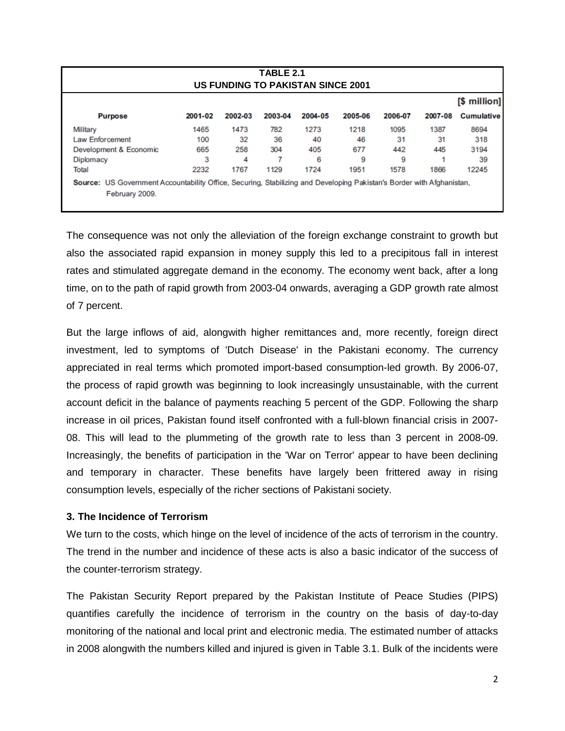**TABLE 2.1**
**US FUNDING TO PAKISTAN SINCE 2001**

[$ million]

| Purpose | 2001-02 | 2002-03 | 2003-04 | 2004-05 | 2005-06 | 2006-07 | 2007-08 | Cumulative |
|---|---|---|---|---|---|---|---|---|
| Military | 1465 | 1473 | 782 | 1273 | 1218 | 1095 | 1387 | 8694 |
| Law Enforcement | 100 | 32 | 36 | 40 | 46 | 31 | 31 | 318 |
| Development & Economic | 665 | 258 | 304 | 405 | 677 | 442 | 445 | 3194 |
| Diplomacy | 3 | 4 | 7 | 6 | 9 | 9 | 1 | 39 |
| Total | 2232 | 1767 | 1129 | 1724 | 1951 | 1578 | 1866 | 12245 |

**Source:** US Government Accountability Office, Securing, Stabilizing and Developing Pakistan's Border with Afghanistan, February 2009.

The consequence was not only the alleviation of the foreign exchange constraint to growth but also the associated rapid expansion in money supply this led to a precipitous fall in interest rates and stimulated aggregate demand in the economy. The economy went back, after a long time, on to the path of rapid growth from 2003-04 onwards, averaging a GDP growth rate almost of 7 percent.

But the large inflows of aid, alongwith higher remittances and, more recently, foreign direct investment, led to symptoms of 'Dutch Disease' in the Pakistani economy. The currency appreciated in real terms which promoted import-based consumption-led growth. By 2006-07, the process of rapid growth was beginning to look increasingly unsustainable, with the current account deficit in the balance of payments reaching 5 percent of the GDP. Following the sharp increase in oil prices, Pakistan found itself confronted with a full-blown financial crisis in 2007-08. This will lead to the plummeting of the growth rate to less than 3 percent in 2008-09. Increasingly, the benefits of participation in the 'War on Terror' appear to have been declining and temporary in character. These benefits have largely been frittered away in rising consumption levels, especially of the richer sections of Pakistani society.

### 3. The Incidence of Terrorism

We turn to the costs, which hinge on the level of incidence of the acts of terrorism in the country. The trend in the number and incidence of these acts is also a basic indicator of the success of the counter-terrorism strategy.

The Pakistan Security Report prepared by the Pakistan Institute of Peace Studies (PIPS) quantifies carefully the incidence of terrorism in the country on the basis of day-to-day monitoring of the national and local print and electronic media. The estimated number of attacks in 2008 alongwith the numbers killed and injured is given in Table 3.1. Bulk of the incidents were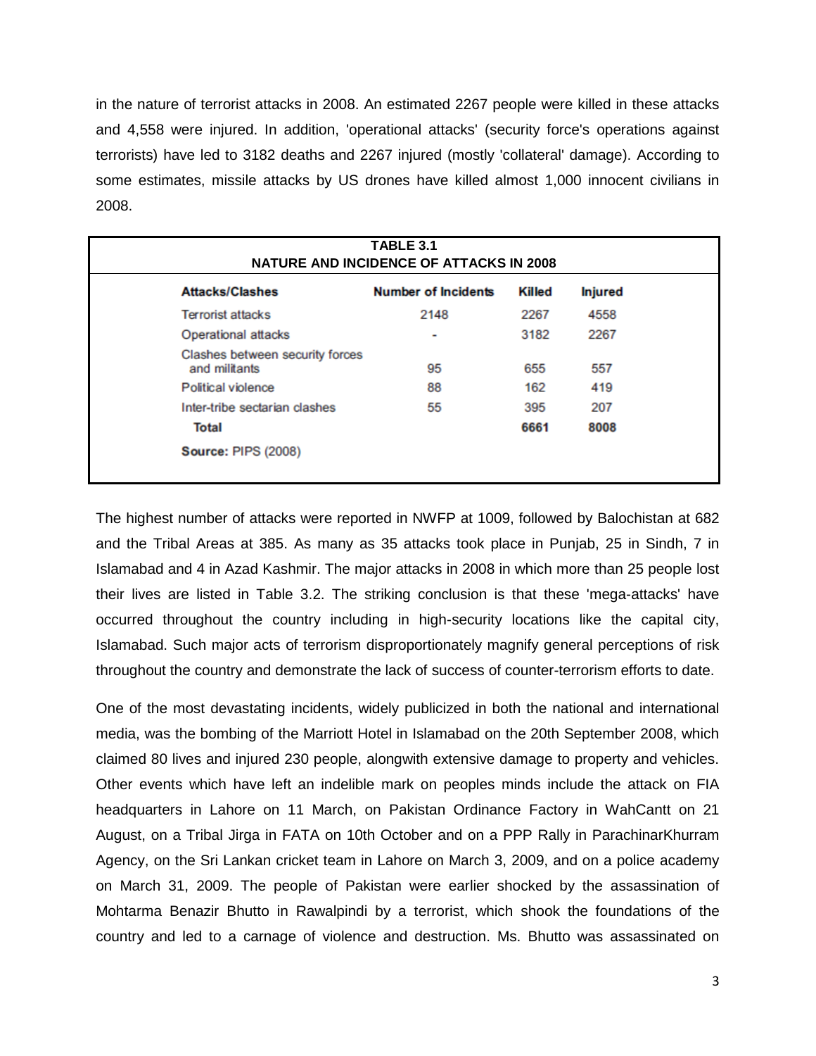in the nature of terrorist attacks in 2008. An estimated 2267 people were killed in these attacks and 4,558 were injured. In addition, 'operational attacks' (security force's operations against terrorists) have led to 3182 deaths and 2267 injured (mostly 'collateral' damage). According to some estimates, missile attacks by US drones have killed almost 1,000 innocent civilians in 2008.

**TABLE 3.1**
**NATURE AND INCIDENCE OF ATTACKS IN 2008**

| Attacks/Clashes | Number of Incidents | Killed | Injured |
|---|---|---|---|
| Terrorist attacks | 2148 | 2267 | 4558 |
| Operational attacks | - | 3182 | 2267 |
| Clashes between security forces and militants | 95 | 655 | 557 |
| Political violence | 88 | 162 | 419 |
| Inter-tribe sectarian clashes | 55 | 395 | 207 |
| **Total** | | **6661** | **8008** |

**Source:** PIPS (2008)

The highest number of attacks were reported in NWFP at 1009, followed by Balochistan at 682 and the Tribal Areas at 385. As many as 35 attacks took place in Punjab, 25 in Sindh, 7 in Islamabad and 4 in Azad Kashmir. The major attacks in 2008 in which more than 25 people lost their lives are listed in Table 3.2. The striking conclusion is that these 'mega-attacks' have occurred throughout the country including in high-security locations like the capital city, Islamabad. Such major acts of terrorism disproportionately magnify general perceptions of risk throughout the country and demonstrate the lack of success of counter-terrorism efforts to date.

One of the most devastating incidents, widely publicized in both the national and international media, was the bombing of the Marriott Hotel in Islamabad on the 20th September 2008, which claimed 80 lives and injured 230 people, alongwith extensive damage to property and vehicles. Other events which have left an indelible mark on peoples minds include the attack on FIA headquarters in Lahore on 11 March, on Pakistan Ordinance Factory in WahCantt on 21 August, on a Tribal Jirga in FATA on 10th October and on a PPP Rally in ParachinarKhurram Agency, on the Sri Lankan cricket team in Lahore on March 3, 2009, and on a police academy on March 31, 2009. The people of Pakistan were earlier shocked by the assassination of Mohtarma Benazir Bhutto in Rawalpindi by a terrorist, which shook the foundations of the country and led to a carnage of violence and destruction. Ms. Bhutto was assassinated on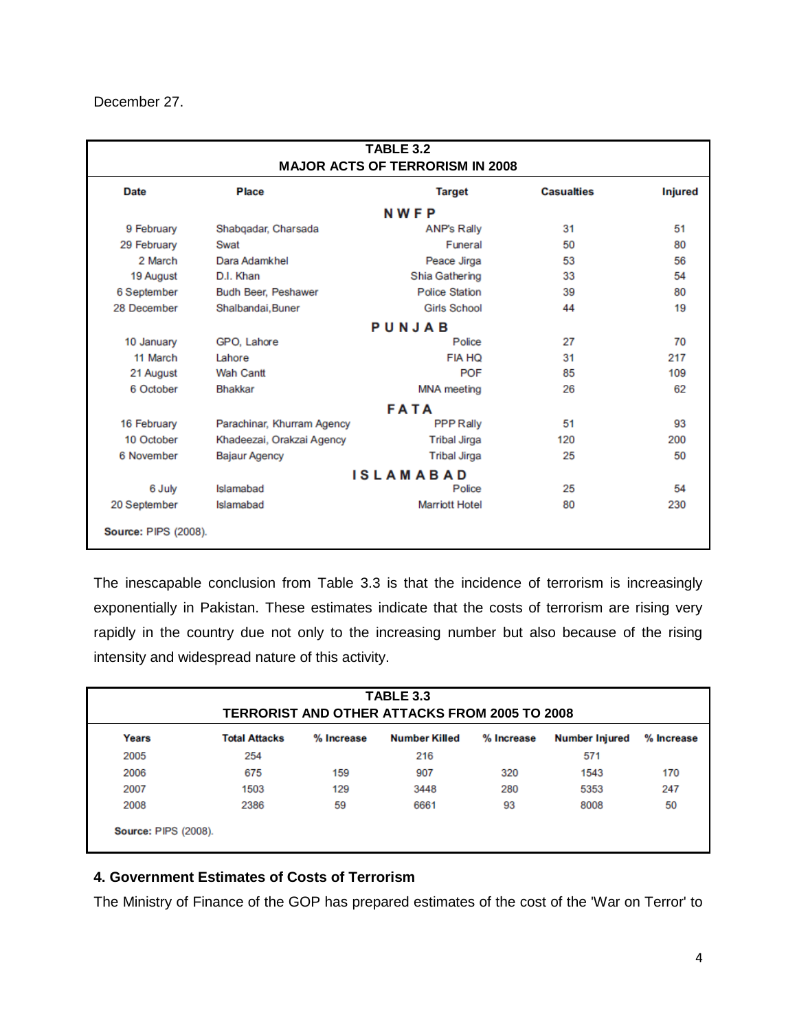December 27.

| TABLE 3.2<br>MAJOR ACTS OF TERRORISM IN 2008 | | | | |
|---|---|---|---|---|
| **Date** | **Place** | **Target** | **Casualties** | **Injured** |
| | | **NWFP** | | |
| 9 February | Shabqadar, Charsada | ANP's Rally | 31 | 51 |
| 29 February | Swat | Funeral | 50 | 80 |
| 2 March | Dara Adamkhel | Peace Jirga | 53 | 56 |
| 19 August | D.I. Khan | Shia Gathering | 33 | 54 |
| 6 September | Budh Beer, Peshawer | Police Station | 39 | 80 |
| 28 December | Shalbandai, Buner | Girls School | 44 | 19 |
| | | **PUNJAB** | | |
| 10 January | GPO, Lahore | Police | 27 | 70 |
| 11 March | Lahore | FIA HQ | 31 | 217 |
| 21 August | Wah Cantt | POF | 85 | 109 |
| 6 October | Bhakkar | MNA meeting | 26 | 62 |
| | | **FATA** | | |
| 16 February | Parachinar, Khurram Agency | PPP Rally | 51 | 93 |
| 10 October | Khadeezai, Orakzai Agency | Tribal Jirga | 120 | 200 |
| 6 November | Bajaur Agency | Tribal Jirga | 25 | 50 |
| | | **ISLAMABAD** | | |
| 6 July | Islamabad | Police | 25 | 54 |
| 20 September | Islamabad | Marriott Hotel | 80 | 230 |

**Source:** PIPS (2008).

The inescapable conclusion from Table 3.3 is that the incidence of terrorism is increasingly exponentially in Pakistan. These estimates indicate that the costs of terrorism are rising very rapidly in the country due not only to the increasing number but also because of the rising intensity and widespread nature of this activity.

| TABLE 3.3<br>TERRORIST AND OTHER ATTACKS FROM 2005 TO 2008 | | | | | | |
|---|---|---|---|---|---|---|
| **Years** | **Total Attacks** | **% Increase** | **Number Killed** | **% Increase** | **Number Injured** | **% Increase** |
| 2005 | 254 | | 216 | | 571 | |
| 2006 | 675 | 159 | 907 | 320 | 1543 | 170 |
| 2007 | 1503 | 129 | 3448 | 280 | 5353 | 247 |
| 2008 | 2386 | 59 | 6661 | 93 | 8008 | 50 |

**Source:** PIPS (2008).

## 4. Government Estimates of Costs of Terrorism

The Ministry of Finance of the GOP has prepared estimates of the cost of the 'War on Terror' to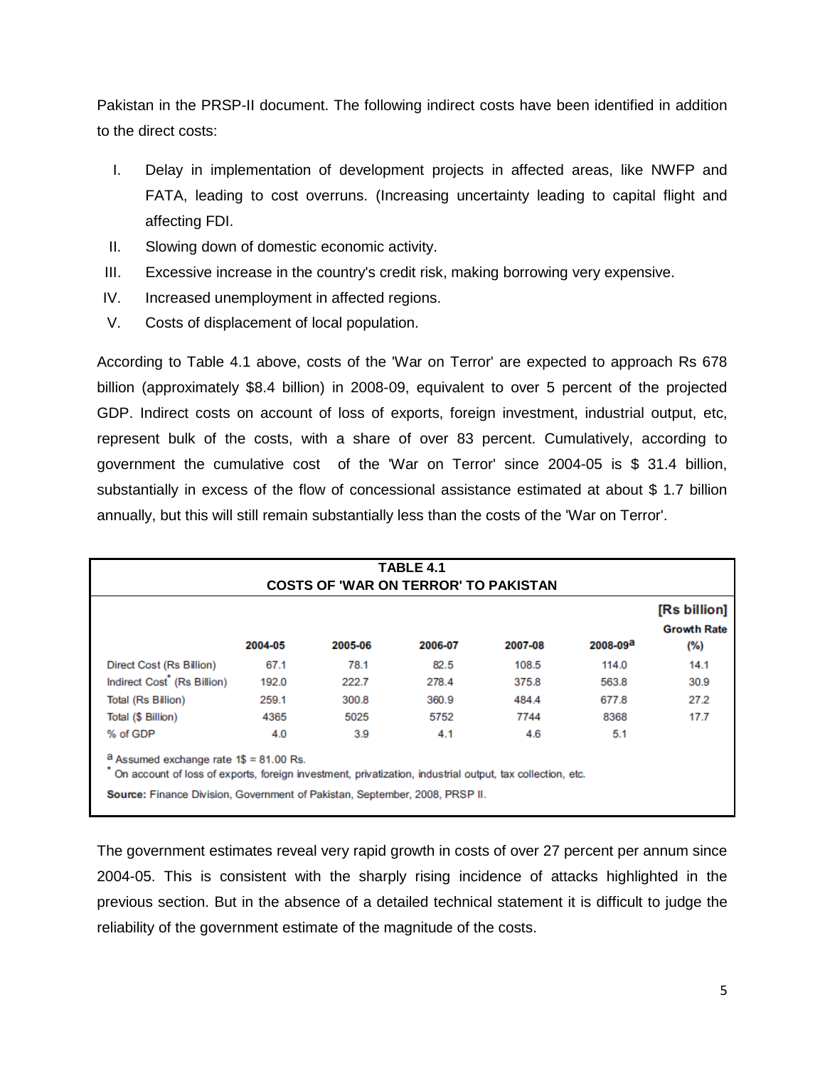Pakistan in the PRSP-II document. The following indirect costs have been identified in addition to the direct costs:

I. Delay in implementation of development projects in affected areas, like NWFP and FATA, leading to cost overruns. (Increasing uncertainty leading to capital flight and affecting FDI.
II. Slowing down of domestic economic activity.
III. Excessive increase in the country's credit risk, making borrowing very expensive.
IV. Increased unemployment in affected regions.
V. Costs of displacement of local population.

According to Table 4.1 above, costs of the 'War on Terror' are expected to approach Rs 678 billion (approximately $8.4 billion) in 2008-09, equivalent to over 5 percent of the projected GDP. Indirect costs on account of loss of exports, foreign investment, industrial output, etc, represent bulk of the costs, with a share of over 83 percent. Cumulatively, according to government the cumulative cost of the 'War on Terror' since 2004-05 is $ 31.4 billion, substantially in excess of the flow of concessional assistance estimated at about $ 1.7 billion annually, but this will still remain substantially less than the costs of the 'War on Terror'.

**TABLE 4.1**
**COSTS OF 'WAR ON TERROR' TO PAKISTAN**

[Rs billion]

| | 2004-05 | 2005-06 | 2006-07 | 2007-08 | 2008-09[a] | Growth Rate (%) |
|---|---|---|---|---|---|---|
| Direct Cost (Rs Billion) | 67.1 | 78.1 | 82.5 | 108.5 | 114.0 | 14.1 |
| Indirect Cost* (Rs Billion) | 192.0 | 222.7 | 278.4 | 375.8 | 563.8 | 30.9 |
| Total (Rs Billion) | 259.1 | 300.8 | 360.9 | 484.4 | 677.8 | 27.2 |
| Total ($ Billion) | 4365 | 5025 | 5752 | 7744 | 8368 | 17.7 |
| % of GDP | 4.0 | 3.9 | 4.1 | 4.6 | 5.1 | |

[a] Assumed exchange rate 1$ = 81.00 Rs.
* On account of loss of exports, foreign investment, privatization, industrial output, tax collection, etc.

**Source:** Finance Division, Government of Pakistan, September, 2008, PRSP II.

The government estimates reveal very rapid growth in costs of over 27 percent per annum since 2004-05. This is consistent with the sharply rising incidence of attacks highlighted in the previous section. But in the absence of a detailed technical statement it is difficult to judge the reliability of the government estimate of the magnitude of the costs.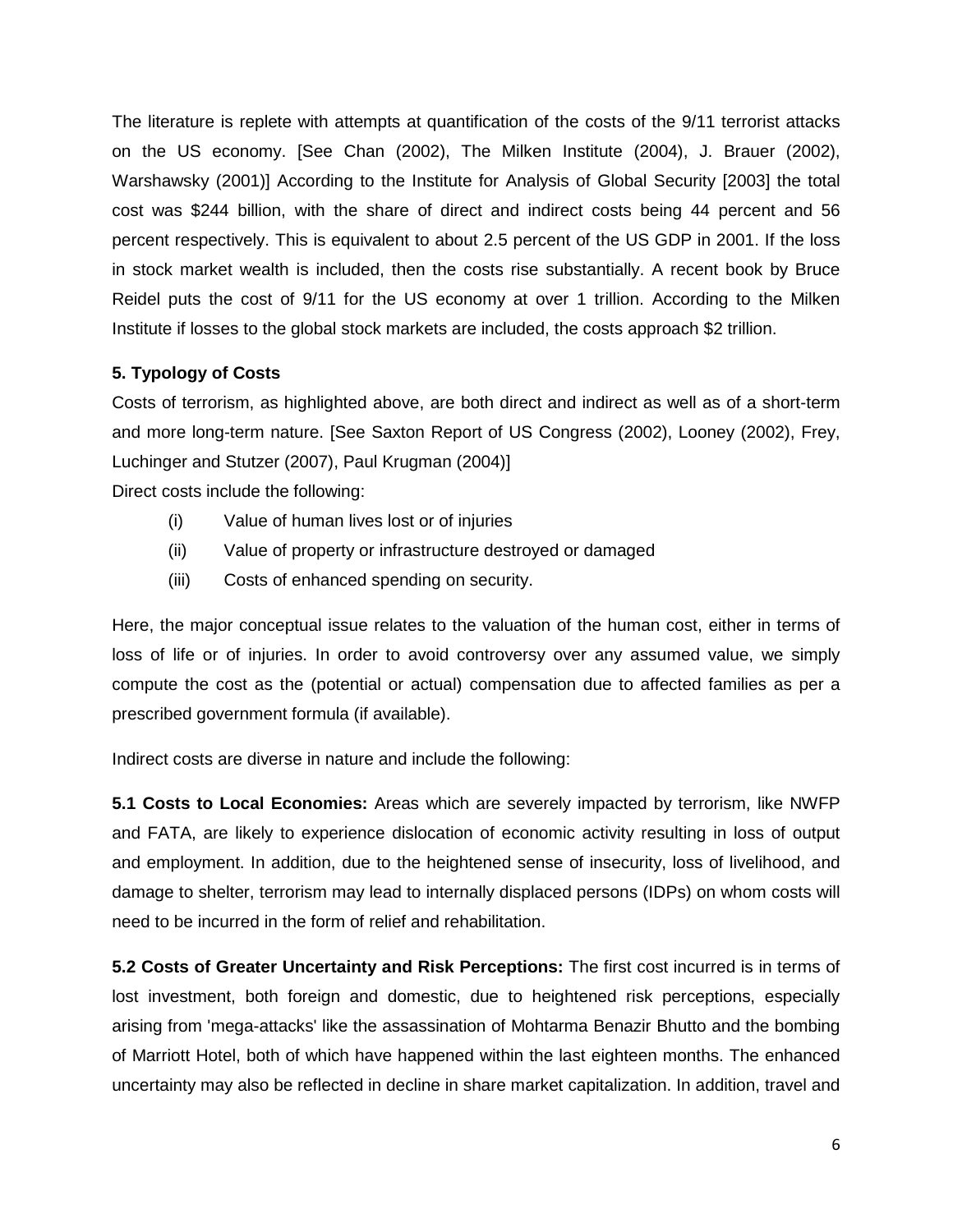The literature is replete with attempts at quantification of the costs of the 9/11 terrorist attacks on the US economy. [See Chan (2002), The Milken Institute (2004), J. Brauer (2002), Warshawsky (2001)] According to the Institute for Analysis of Global Security [2003] the total cost was $244 billion, with the share of direct and indirect costs being 44 percent and 56 percent respectively. This is equivalent to about 2.5 percent of the US GDP in 2001. If the loss in stock market wealth is included, then the costs rise substantially. A recent book by Bruce Reidel puts the cost of 9/11 for the US economy at over 1 trillion. According to the Milken Institute if losses to the global stock markets are included, the costs approach $2 trillion.

### 5. Typology of Costs

Costs of terrorism, as highlighted above, are both direct and indirect as well as of a short-term and more long-term nature. [See Saxton Report of US Congress (2002), Looney (2002), Frey, Luchinger and Stutzer (2007), Paul Krugman (2004)]

Direct costs include the following:

(i) Value of human lives lost or of injuries

(ii) Value of property or infrastructure destroyed or damaged

(iii) Costs of enhanced spending on security.

Here, the major conceptual issue relates to the valuation of the human cost, either in terms of loss of life or of injuries. In order to avoid controversy over any assumed value, we simply compute the cost as the (potential or actual) compensation due to affected families as per a prescribed government formula (if available).

Indirect costs are diverse in nature and include the following:

**5.1 Costs to Local Economies:** Areas which are severely impacted by terrorism, like NWFP and FATA, are likely to experience dislocation of economic activity resulting in loss of output and employment. In addition, due to the heightened sense of insecurity, loss of livelihood, and damage to shelter, terrorism may lead to internally displaced persons (IDPs) on whom costs will need to be incurred in the form of relief and rehabilitation.

**5.2 Costs of Greater Uncertainty and Risk Perceptions:** The first cost incurred is in terms of lost investment, both foreign and domestic, due to heightened risk perceptions, especially arising from 'mega-attacks' like the assassination of Mohtarma Benazir Bhutto and the bombing of Marriott Hotel, both of which have happened within the last eighteen months. The enhanced uncertainty may also be reflected in decline in share market capitalization. In addition, travel and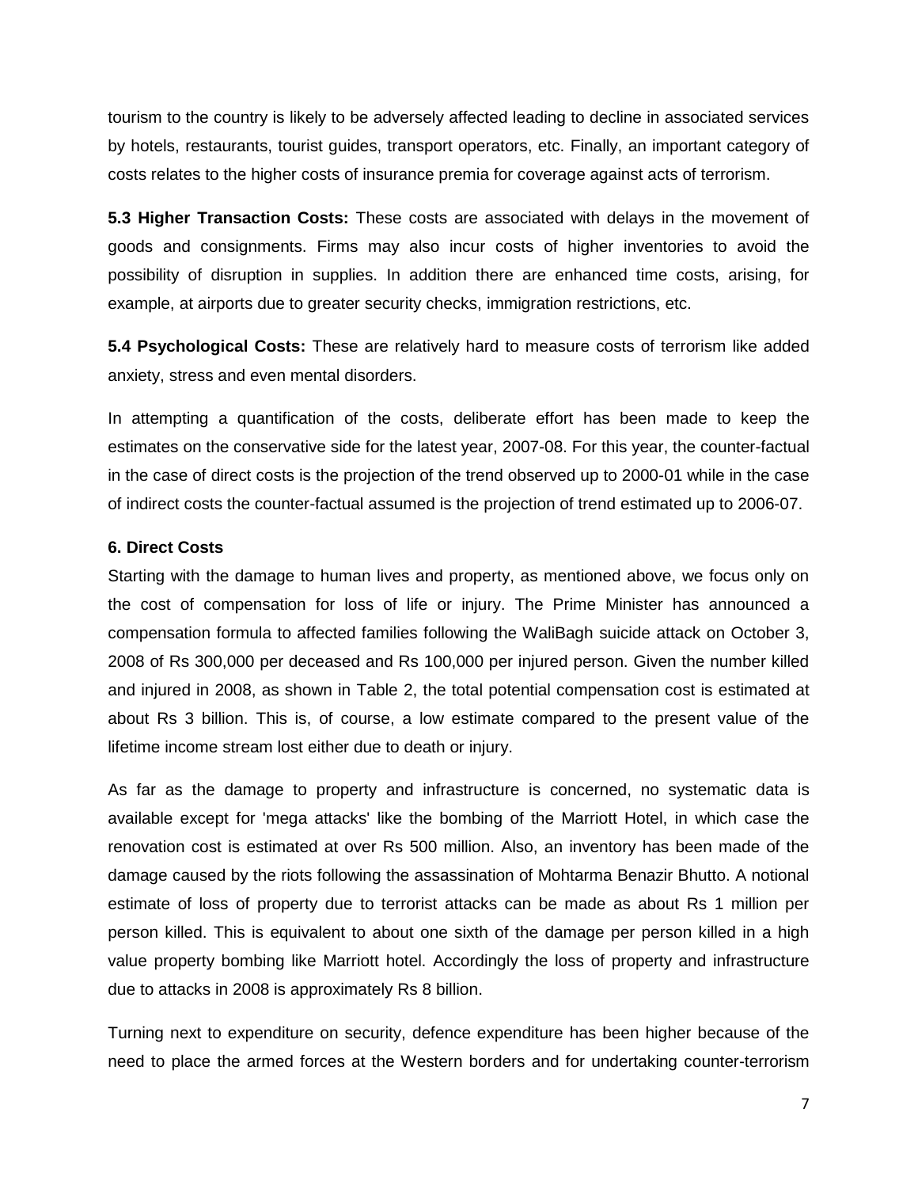tourism to the country is likely to be adversely affected leading to decline in associated services by hotels, restaurants, tourist guides, transport operators, etc. Finally, an important category of costs relates to the higher costs of insurance premia for coverage against acts of terrorism.

**5.3 Higher Transaction Costs:** These costs are associated with delays in the movement of goods and consignments. Firms may also incur costs of higher inventories to avoid the possibility of disruption in supplies. In addition there are enhanced time costs, arising, for example, at airports due to greater security checks, immigration restrictions, etc.

**5.4 Psychological Costs:** These are relatively hard to measure costs of terrorism like added anxiety, stress and even mental disorders.

In attempting a quantification of the costs, deliberate effort has been made to keep the estimates on the conservative side for the latest year, 2007-08. For this year, the counter-factual in the case of direct costs is the projection of the trend observed up to 2000-01 while in the case of indirect costs the counter-factual assumed is the projection of trend estimated up to 2006-07.

**6. Direct Costs**

Starting with the damage to human lives and property, as mentioned above, we focus only on the cost of compensation for loss of life or injury. The Prime Minister has announced a compensation formula to affected families following the WaliBagh suicide attack on October 3, 2008 of Rs 300,000 per deceased and Rs 100,000 per injured person. Given the number killed and injured in 2008, as shown in Table 2, the total potential compensation cost is estimated at about Rs 3 billion. This is, of course, a low estimate compared to the present value of the lifetime income stream lost either due to death or injury.

As far as the damage to property and infrastructure is concerned, no systematic data is available except for 'mega attacks' like the bombing of the Marriott Hotel, in which case the renovation cost is estimated at over Rs 500 million. Also, an inventory has been made of the damage caused by the riots following the assassination of Mohtarma Benazir Bhutto. A notional estimate of loss of property due to terrorist attacks can be made as about Rs 1 million per person killed. This is equivalent to about one sixth of the damage per person killed in a high value property bombing like Marriott hotel. Accordingly the loss of property and infrastructure due to attacks in 2008 is approximately Rs 8 billion.

Turning next to expenditure on security, defence expenditure has been higher because of the need to place the armed forces at the Western borders and for undertaking counter-terrorism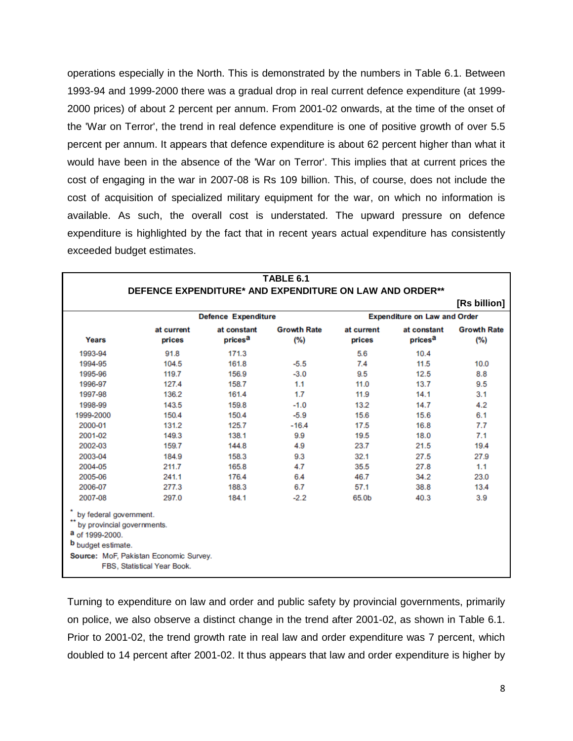operations especially in the North. This is demonstrated by the numbers in Table 6.1. Between 1993-94 and 1999-2000 there was a gradual drop in real current defence expenditure (at 1999-2000 prices) of about 2 percent per annum. From 2001-02 onwards, at the time of the onset of the 'War on Terror', the trend in real defence expenditure is one of positive growth of over 5.5 percent per annum. It appears that defence expenditure is about 62 percent higher than what it would have been in the absence of the 'War on Terror'. This implies that at current prices the cost of engaging in the war in 2007-08 is Rs 109 billion. This, of course, does not include the cost of acquisition of specialized military equipment for the war, on which no information is available. As such, the overall cost is understated. The upward pressure on defence expenditure is highlighted by the fact that in recent years actual expenditure has consistently exceeded budget estimates.

**TABLE 6.1**
**DEFENCE EXPENDITURE* AND EXPENDITURE ON LAW AND ORDER****

**[Rs billion]**

| | Defence Expenditure | | | Expenditure on Law and Order | | |
|---|---|---|---|---|---|---|
| Years | at current prices | at constant prices[a] | Growth Rate (%) | at current prices | at constant prices[a] | Growth Rate (%) |
| 1993-94 | 91.8 | 171.3 | | 5.6 | 10.4 | |
| 1994-95 | 104.5 | 161.8 | -5.5 | 7.4 | 11.5 | 10.0 |
| 1995-96 | 119.7 | 156.9 | -3.0 | 9.5 | 12.5 | 8.8 |
| 1996-97 | 127.4 | 158.7 | 1.1 | 11.0 | 13.7 | 9.5 |
| 1997-98 | 136.2 | 161.4 | 1.7 | 11.9 | 14.1 | 3.1 |
| 1998-99 | 143.5 | 159.8 | -1.0 | 13.2 | 14.7 | 4.2 |
| 1999-2000 | 150.4 | 150.4 | -5.9 | 15.6 | 15.6 | 6.1 |
| 2000-01 | 131.2 | 125.7 | -16.4 | 17.5 | 16.8 | 7.7 |
| 2001-02 | 149.3 | 138.1 | 9.9 | 19.5 | 18.0 | 7.1 |
| 2002-03 | 159.7 | 144.8 | 4.9 | 23.7 | 21.5 | 19.4 |
| 2003-04 | 184.9 | 158.3 | 9.3 | 32.1 | 27.5 | 27.9 |
| 2004-05 | 211.7 | 165.8 | 4.7 | 35.5 | 27.8 | 1.1 |
| 2005-06 | 241.1 | 176.4 | 6.4 | 46.7 | 34.2 | 23.0 |
| 2006-07 | 277.3 | 188.3 | 6.7 | 57.1 | 38.8 | 13.4 |
| 2007-08 | 297.0 | 184.1 | -2.2 | 65.0[b] | 40.3 | 3.9 |

\* by federal government.
\** by provincial governments.
[a] of 1999-2000.
[b] budget estimate.
**Source:** MoF, Pakistan Economic Survey.
FBS, Statistical Year Book.

Turning to expenditure on law and order and public safety by provincial governments, primarily on police, we also observe a distinct change in the trend after 2001-02, as shown in Table 6.1. Prior to 2001-02, the trend growth rate in real law and order expenditure was 7 percent, which doubled to 14 percent after 2001-02. It thus appears that law and order expenditure is higher by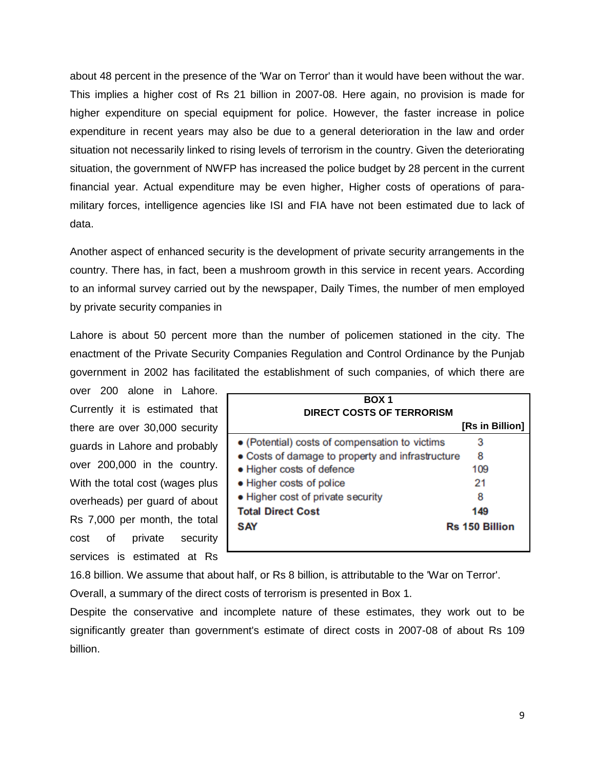about 48 percent in the presence of the 'War on Terror' than it would have been without the war. This implies a higher cost of Rs 21 billion in 2007-08. Here again, no provision is made for higher expenditure on special equipment for police. However, the faster increase in police expenditure in recent years may also be due to a general deterioration in the law and order situation not necessarily linked to rising levels of terrorism in the country. Given the deteriorating situation, the government of NWFP has increased the police budget by 28 percent in the current financial year. Actual expenditure may be even higher, Higher costs of operations of para-military forces, intelligence agencies like ISI and FIA have not been estimated due to lack of data.

Another aspect of enhanced security is the development of private security arrangements in the country. There has, in fact, been a mushroom growth in this service in recent years. According to an informal survey carried out by the newspaper, Daily Times, the number of men employed by private security companies in

Lahore is about 50 percent more than the number of policemen stationed in the city. The enactment of the Private Security Companies Regulation and Control Ordinance by the Punjab government in 2002 has facilitated the establishment of such companies, of which there are over 200 alone in Lahore. Currently it is estimated that there are over 30,000 security guards in Lahore and probably over 200,000 in the country. With the total cost (wages plus overheads) per guard of about Rs 7,000 per month, the total cost of private security services is estimated at Rs 16.8 billion. We assume that about half, or Rs 8 billion, is attributable to the 'War on Terror'.

**BOX 1**
**DIRECT COSTS OF TERRORISM**

| | [Rs in Billion] |
|---|---|
| • (Potential) costs of compensation to victims | 3 |
| • Costs of damage to property and infrastructure | 8 |
| • Higher costs of defence | 109 |
| • Higher costs of police | 21 |
| • Higher cost of private security | 8 |
| **Total Direct Cost** | **149** |
| **SAY** | **Rs 150 Billion** |

Overall, a summary of the direct costs of terrorism is presented in Box 1.

Despite the conservative and incomplete nature of these estimates, they work out to be significantly greater than government's estimate of direct costs in 2007-08 of about Rs 109 billion.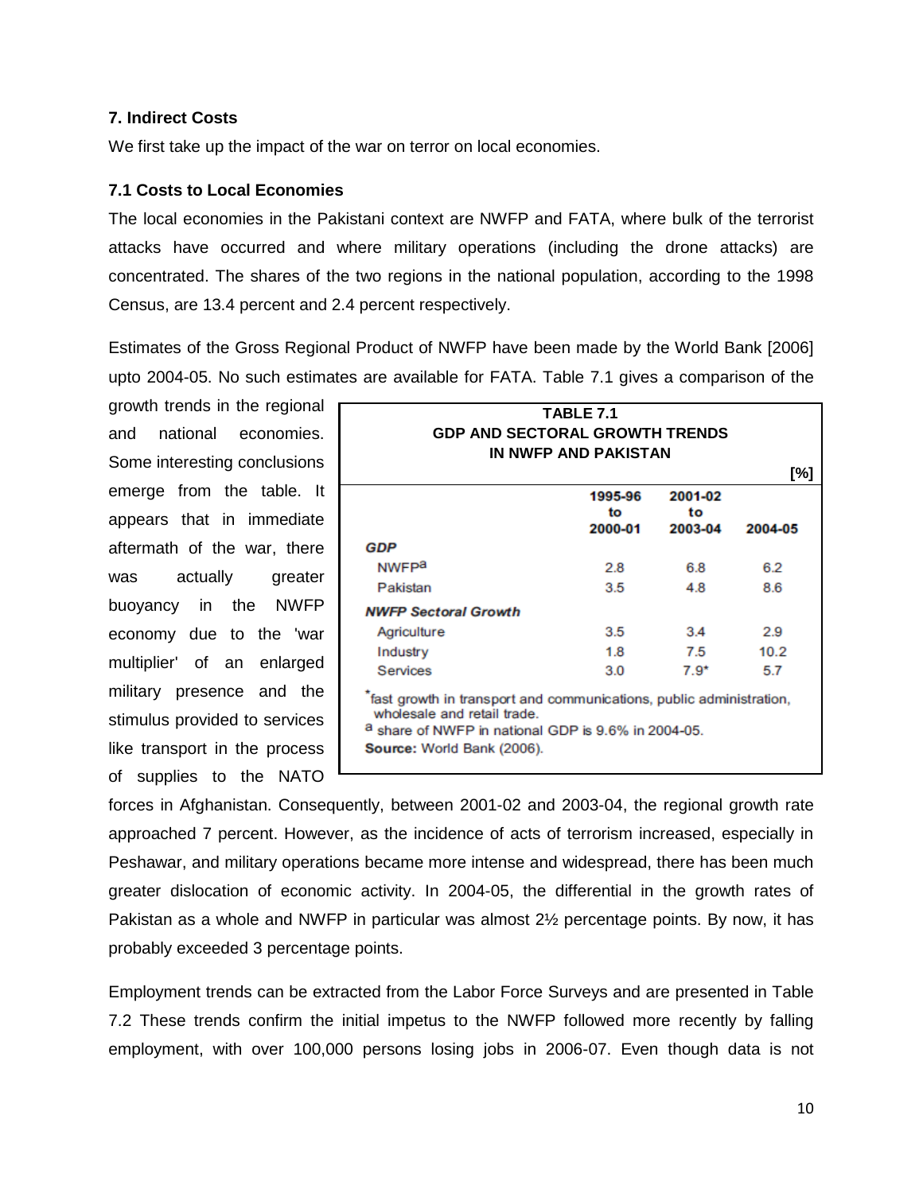### 7. Indirect Costs

We first take up the impact of the war on terror on local economies.

### 7.1 Costs to Local Economies

The local economies in the Pakistani context are NWFP and FATA, where bulk of the terrorist attacks have occurred and where military operations (including the drone attacks) are concentrated. The shares of the two regions in the national population, according to the 1998 Census, are 13.4 percent and 2.4 percent respectively.

Estimates of the Gross Regional Product of NWFP have been made by the World Bank [2006] upto 2004-05. No such estimates are available for FATA. Table 7.1 gives a comparison of the growth trends in the regional and national economies. Some interesting conclusions emerge from the table. It appears that in immediate aftermath of the war, there was actually greater buoyancy in the NWFP economy due to the 'war multiplier' of an enlarged military presence and the stimulus provided to services like transport in the process of supplies to the NATO forces in Afghanistan. Consequently, between 2001-02 and 2003-04, the regional growth rate approached 7 percent. However, as the incidence of acts of terrorism increased, especially in Peshawar, and military operations became more intense and widespread, there has been much greater dislocation of economic activity. In 2004-05, the differential in the growth rates of Pakistan as a whole and NWFP in particular was almost 2½ percentage points. By now, it has probably exceeded 3 percentage points.

**TABLE 7.1**
**GDP AND SECTORAL GROWTH TRENDS IN NWFP AND PAKISTAN**

[%]

| | 1995-96 to 2000-01 | 2001-02 to 2003-04 | 2004-05 |
|---|---|---|---|
| ***GDP*** | | | |
| NWFP[a] | 2.8 | 6.8 | 6.2 |
| Pakistan | 3.5 | 4.8 | 8.6 |
| ***NWFP Sectoral Growth*** | | | |
| Agriculture | 3.5 | 3.4 | 2.9 |
| Industry | 1.8 | 7.5 | 10.2 |
| Services | 3.0 | 7.9* | 5.7 |

*fast growth in transport and communications, public administration, wholesale and retail trade.
[a] share of NWFP in national GDP is 9.6% in 2004-05.
**Source:** World Bank (2006).

Employment trends can be extracted from the Labor Force Surveys and are presented in Table 7.2 These trends confirm the initial impetus to the NWFP followed more recently by falling employment, with over 100,000 persons losing jobs in 2006-07. Even though data is not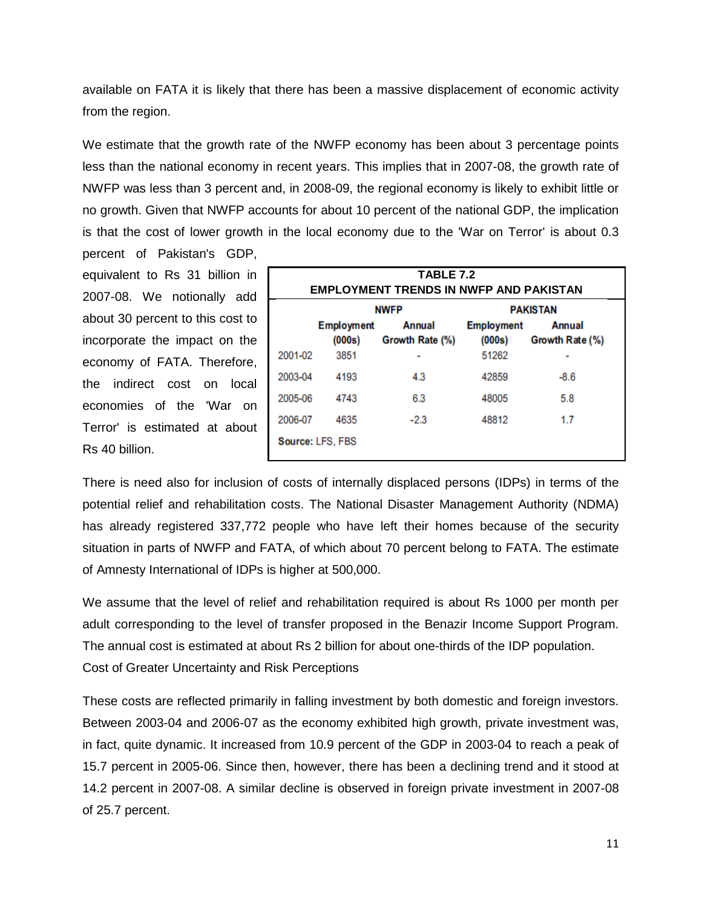available on FATA it is likely that there has been a massive displacement of economic activity from the region.

We estimate that the growth rate of the NWFP economy has been about 3 percentage points less than the national economy in recent years. This implies that in 2007-08, the growth rate of NWFP was less than 3 percent and, in 2008-09, the regional economy is likely to exhibit little or no growth. Given that NWFP accounts for about 10 percent of the national GDP, the implication is that the cost of lower growth in the local economy due to the 'War on Terror' is about 0.3 percent of Pakistan's GDP, equivalent to Rs 31 billion in 2007-08. We notionally add about 30 percent to this cost to incorporate the impact on the economy of FATA. Therefore, the indirect cost on local economies of the 'War on Terror' is estimated at about Rs 40 billion.

**TABLE 7.2**
**EMPLOYMENT TRENDS IN NWFP AND PAKISTAN**

| | NWFP | | PAKISTAN | |
|---|---|---|---|---|
| | Employment (000s) | Annual Growth Rate (%) | Employment (000s) | Annual Growth Rate (%) |
| 2001-02 | 3851 | - | 51262 | - |
| 2003-04 | 4193 | 4.3 | 42859 | -8.6 |
| 2005-06 | 4743 | 6.3 | 48005 | 5.8 |
| 2006-07 | 4635 | -2.3 | 48812 | 1.7 |

Source: LFS, FBS

There is need also for inclusion of costs of internally displaced persons (IDPs) in terms of the potential relief and rehabilitation costs. The National Disaster Management Authority (NDMA) has already registered 337,772 people who have left their homes because of the security situation in parts of NWFP and FATA, of which about 70 percent belong to FATA. The estimate of Amnesty International of IDPs is higher at 500,000.

We assume that the level of relief and rehabilitation required is about Rs 1000 per month per adult corresponding to the level of transfer proposed in the Benazir Income Support Program. The annual cost is estimated at about Rs 2 billion for about one-thirds of the IDP population.

Cost of Greater Uncertainty and Risk Perceptions

These costs are reflected primarily in falling investment by both domestic and foreign investors. Between 2003-04 and 2006-07 as the economy exhibited high growth, private investment was, in fact, quite dynamic. It increased from 10.9 percent of the GDP in 2003-04 to reach a peak of 15.7 percent in 2005-06. Since then, however, there has been a declining trend and it stood at 14.2 percent in 2007-08. A similar decline is observed in foreign private investment in 2007-08 of 25.7 percent.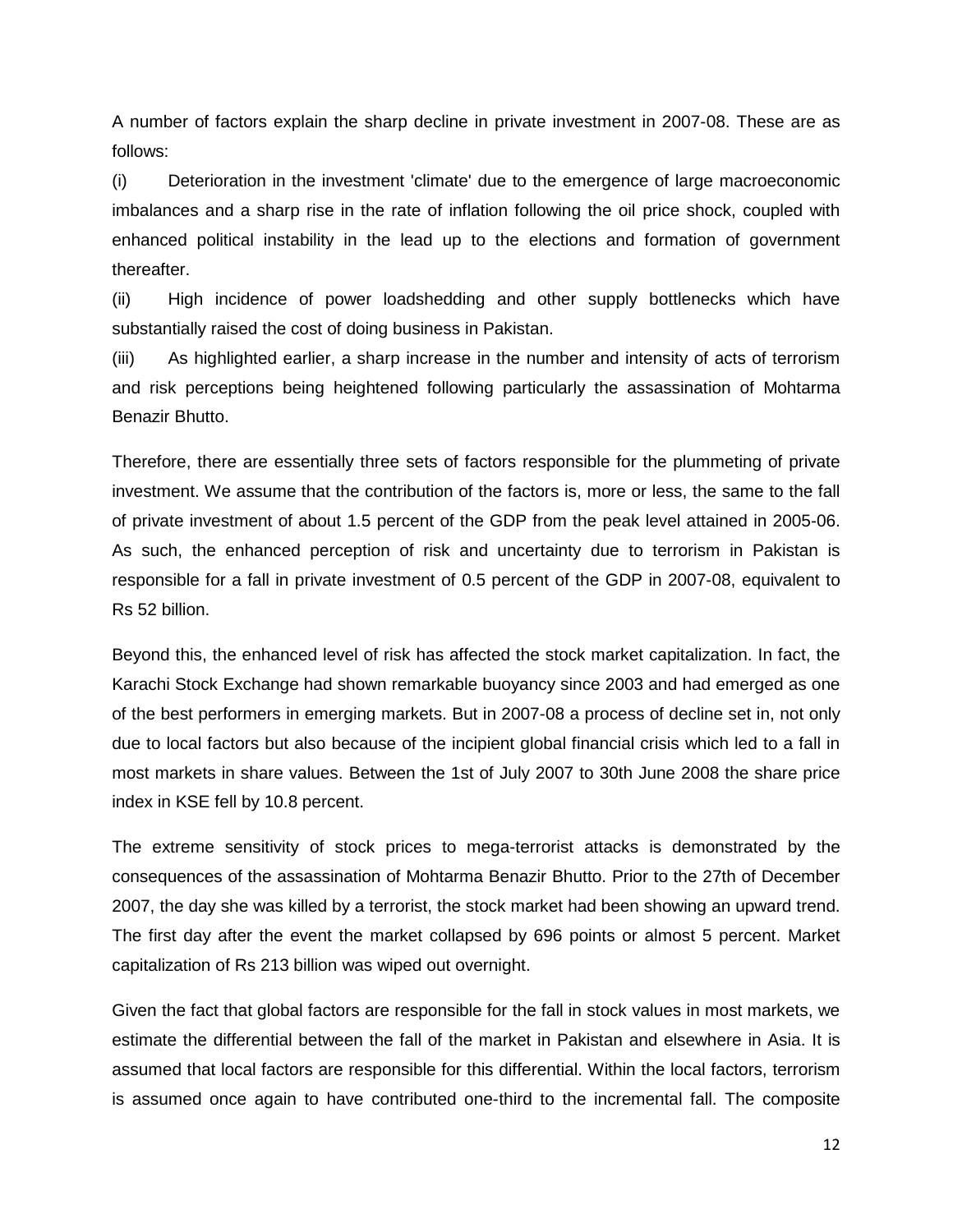A number of factors explain the sharp decline in private investment in 2007-08. These are as follows:

(i) Deterioration in the investment 'climate' due to the emergence of large macroeconomic imbalances and a sharp rise in the rate of inflation following the oil price shock, coupled with enhanced political instability in the lead up to the elections and formation of government thereafter.

(ii) High incidence of power loadshedding and other supply bottlenecks which have substantially raised the cost of doing business in Pakistan.

(iii) As highlighted earlier, a sharp increase in the number and intensity of acts of terrorism and risk perceptions being heightened following particularly the assassination of Mohtarma Benazir Bhutto.

Therefore, there are essentially three sets of factors responsible for the plummeting of private investment. We assume that the contribution of the factors is, more or less, the same to the fall of private investment of about 1.5 percent of the GDP from the peak level attained in 2005-06. As such, the enhanced perception of risk and uncertainty due to terrorism in Pakistan is responsible for a fall in private investment of 0.5 percent of the GDP in 2007-08, equivalent to Rs 52 billion.

Beyond this, the enhanced level of risk has affected the stock market capitalization. In fact, the Karachi Stock Exchange had shown remarkable buoyancy since 2003 and had emerged as one of the best performers in emerging markets. But in 2007-08 a process of decline set in, not only due to local factors but also because of the incipient global financial crisis which led to a fall in most markets in share values. Between the 1st of July 2007 to 30th June 2008 the share price index in KSE fell by 10.8 percent.

The extreme sensitivity of stock prices to mega-terrorist attacks is demonstrated by the consequences of the assassination of Mohtarma Benazir Bhutto. Prior to the 27th of December 2007, the day she was killed by a terrorist, the stock market had been showing an upward trend. The first day after the event the market collapsed by 696 points or almost 5 percent. Market capitalization of Rs 213 billion was wiped out overnight.

Given the fact that global factors are responsible for the fall in stock values in most markets, we estimate the differential between the fall of the market in Pakistan and elsewhere in Asia. It is assumed that local factors are responsible for this differential. Within the local factors, terrorism is assumed once again to have contributed one-third to the incremental fall. The composite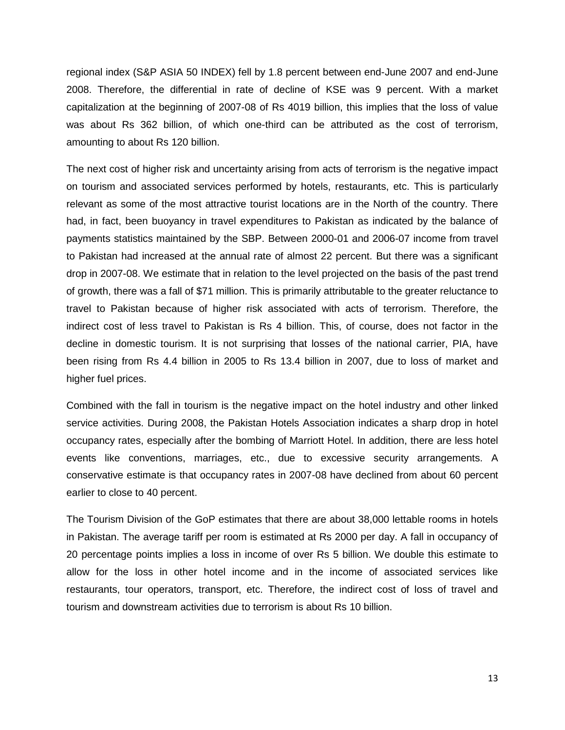regional index (S&P ASIA 50 INDEX) fell by 1.8 percent between end-June 2007 and end-June 2008. Therefore, the differential in rate of decline of KSE was 9 percent. With a market capitalization at the beginning of 2007-08 of Rs 4019 billion, this implies that the loss of value was about Rs 362 billion, of which one-third can be attributed as the cost of terrorism, amounting to about Rs 120 billion.

The next cost of higher risk and uncertainty arising from acts of terrorism is the negative impact on tourism and associated services performed by hotels, restaurants, etc. This is particularly relevant as some of the most attractive tourist locations are in the North of the country. There had, in fact, been buoyancy in travel expenditures to Pakistan as indicated by the balance of payments statistics maintained by the SBP. Between 2000-01 and 2006-07 income from travel to Pakistan had increased at the annual rate of almost 22 percent. But there was a significant drop in 2007-08. We estimate that in relation to the level projected on the basis of the past trend of growth, there was a fall of $71 million. This is primarily attributable to the greater reluctance to travel to Pakistan because of higher risk associated with acts of terrorism. Therefore, the indirect cost of less travel to Pakistan is Rs 4 billion. This, of course, does not factor in the decline in domestic tourism. It is not surprising that losses of the national carrier, PIA, have been rising from Rs 4.4 billion in 2005 to Rs 13.4 billion in 2007, due to loss of market and higher fuel prices.

Combined with the fall in tourism is the negative impact on the hotel industry and other linked service activities. During 2008, the Pakistan Hotels Association indicates a sharp drop in hotel occupancy rates, especially after the bombing of Marriott Hotel. In addition, there are less hotel events like conventions, marriages, etc., due to excessive security arrangements. A conservative estimate is that occupancy rates in 2007-08 have declined from about 60 percent earlier to close to 40 percent.

The Tourism Division of the GoP estimates that there are about 38,000 lettable rooms in hotels in Pakistan. The average tariff per room is estimated at Rs 2000 per day. A fall in occupancy of 20 percentage points implies a loss in income of over Rs 5 billion. We double this estimate to allow for the loss in other hotel income and in the income of associated services like restaurants, tour operators, transport, etc. Therefore, the indirect cost of loss of travel and tourism and downstream activities due to terrorism is about Rs 10 billion.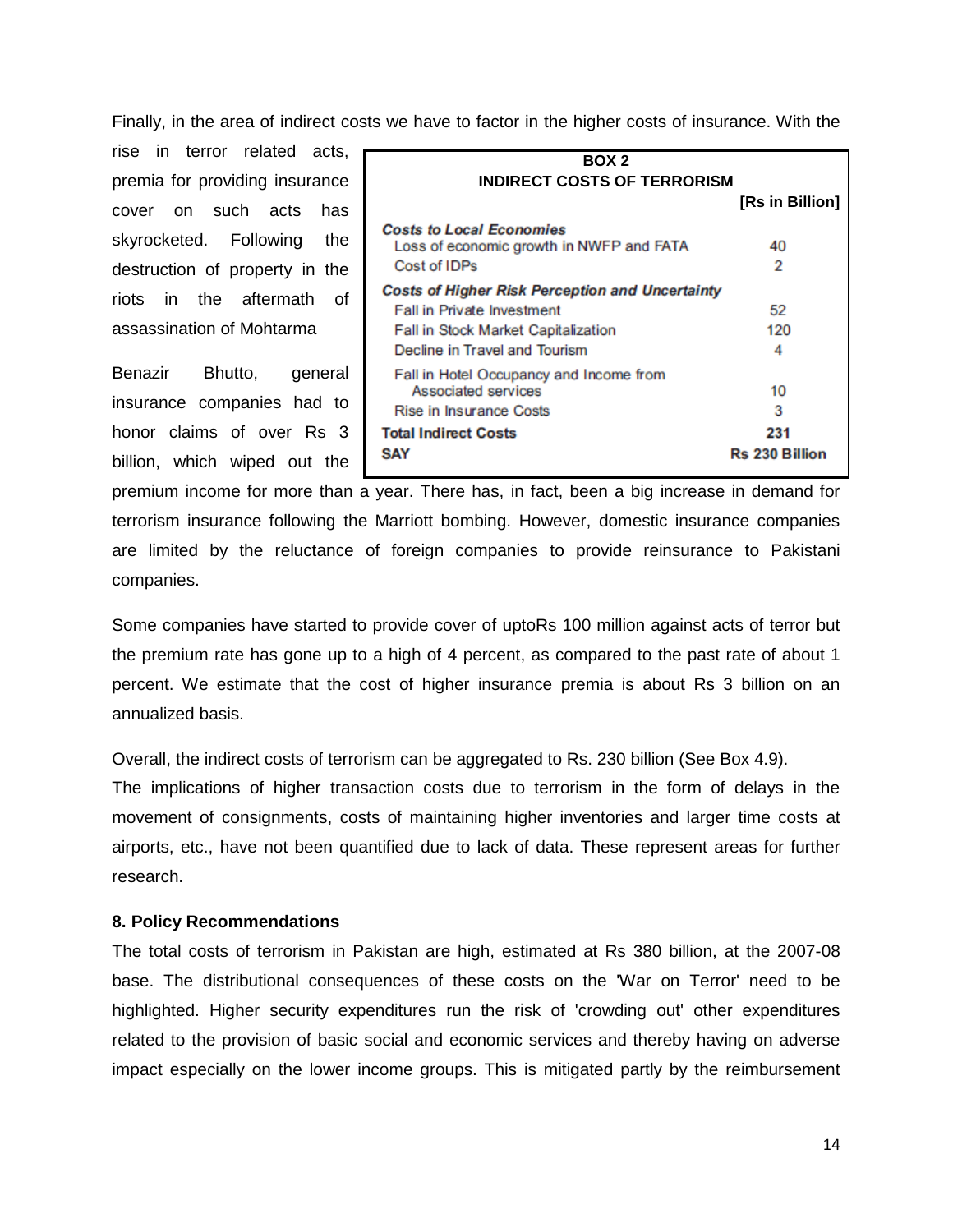Finally, in the area of indirect costs we have to factor in the higher costs of insurance. With the rise in terror related acts, premia for providing insurance cover on such acts has skyrocketed. Following the destruction of property in the riots in the aftermath of assassination of Mohtarma Benazir Bhutto, general insurance companies had to honor claims of over Rs 3 billion, which wiped out the premium income for more than a year. There has, in fact, been a big increase in demand for terrorism insurance following the Marriott bombing. However, domestic insurance companies are limited by the reluctance of foreign companies to provide reinsurance to Pakistani companies.

**BOX 2**
**INDIRECT COSTS OF TERRORISM**

| | [Rs in Billion] |
|---|---|
| ***Costs to Local Economies*** | |
| Loss of economic growth in NWFP and FATA | 40 |
| Cost of IDPs | 2 |
| ***Costs of Higher Risk Perception and Uncertainty*** | |
| Fall in Private Investment | 52 |
| Fall in Stock Market Capitalization | 120 |
| Decline in Travel and Tourism | 4 |
| Fall in Hotel Occupancy and Income from Associated services | 10 |
| Rise in Insurance Costs | 3 |
| **Total Indirect Costs** | **231** |
| **SAY** | **Rs 230 Billion** |

Some companies have started to provide cover of uptoRs 100 million against acts of terror but the premium rate has gone up to a high of 4 percent, as compared to the past rate of about 1 percent. We estimate that the cost of higher insurance premia is about Rs 3 billion on an annualized basis.

Overall, the indirect costs of terrorism can be aggregated to Rs. 230 billion (See Box 4.9).

The implications of higher transaction costs due to terrorism in the form of delays in the movement of consignments, costs of maintaining higher inventories and larger time costs at airports, etc., have not been quantified due to lack of data. These represent areas for further research.

### 8. Policy Recommendations

The total costs of terrorism in Pakistan are high, estimated at Rs 380 billion, at the 2007-08 base. The distributional consequences of these costs on the 'War on Terror' need to be highlighted. Higher security expenditures run the risk of 'crowding out' other expenditures related to the provision of basic social and economic services and thereby having on adverse impact especially on the lower income groups. This is mitigated partly by the reimbursement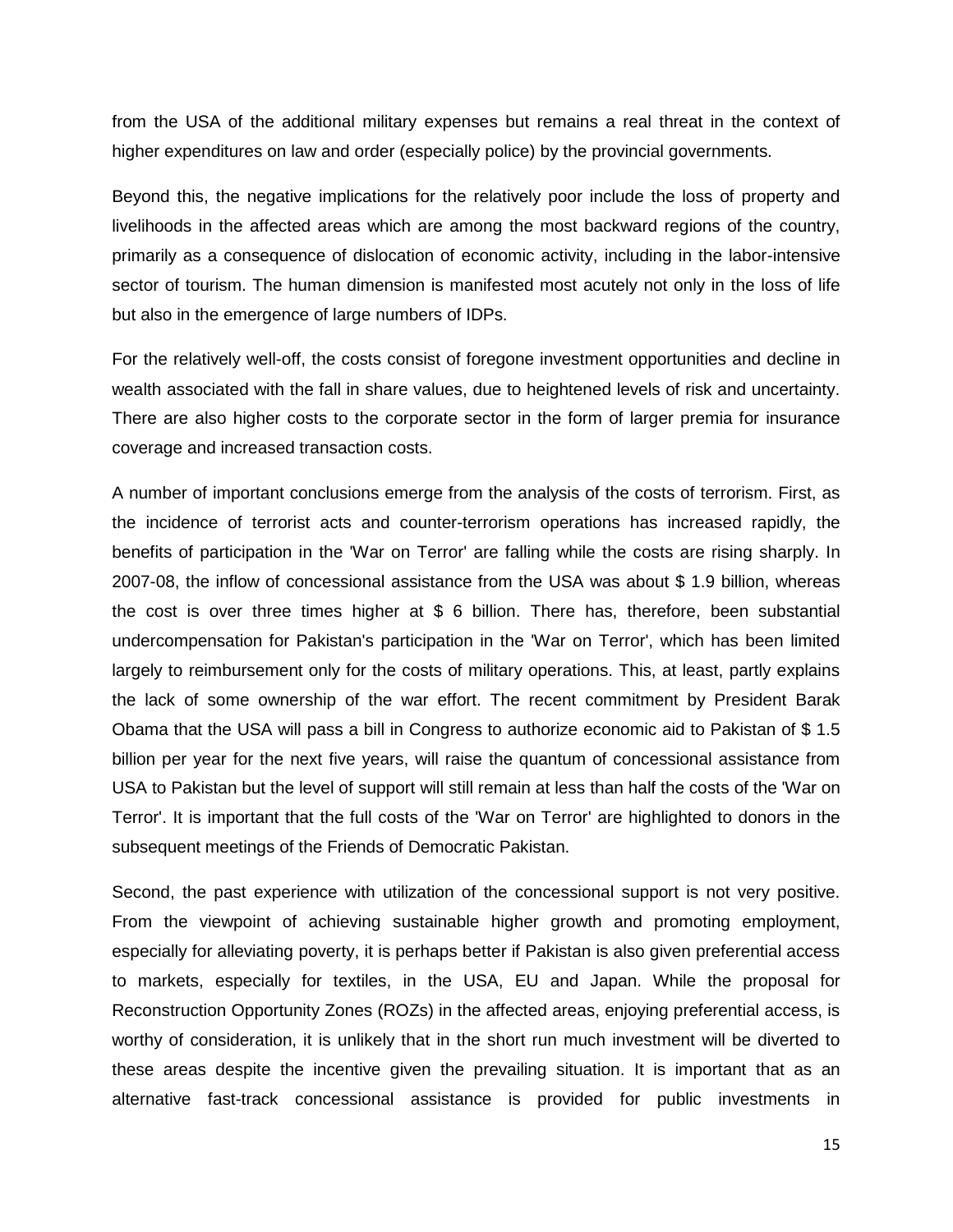from the USA of the additional military expenses but remains a real threat in the context of higher expenditures on law and order (especially police) by the provincial governments.

Beyond this, the negative implications for the relatively poor include the loss of property and livelihoods in the affected areas which are among the most backward regions of the country, primarily as a consequence of dislocation of economic activity, including in the labor-intensive sector of tourism. The human dimension is manifested most acutely not only in the loss of life but also in the emergence of large numbers of IDPs.

For the relatively well-off, the costs consist of foregone investment opportunities and decline in wealth associated with the fall in share values, due to heightened levels of risk and uncertainty. There are also higher costs to the corporate sector in the form of larger premia for insurance coverage and increased transaction costs.

A number of important conclusions emerge from the analysis of the costs of terrorism. First, as the incidence of terrorist acts and counter-terrorism operations has increased rapidly, the benefits of participation in the 'War on Terror' are falling while the costs are rising sharply. In 2007-08, the inflow of concessional assistance from the USA was about $ 1.9 billion, whereas the cost is over three times higher at $ 6 billion. There has, therefore, been substantial undercompensation for Pakistan's participation in the 'War on Terror', which has been limited largely to reimbursement only for the costs of military operations. This, at least, partly explains the lack of some ownership of the war effort. The recent commitment by President Barak Obama that the USA will pass a bill in Congress to authorize economic aid to Pakistan of $ 1.5 billion per year for the next five years, will raise the quantum of concessional assistance from USA to Pakistan but the level of support will still remain at less than half the costs of the 'War on Terror'. It is important that the full costs of the 'War on Terror' are highlighted to donors in the subsequent meetings of the Friends of Democratic Pakistan.

Second, the past experience with utilization of the concessional support is not very positive. From the viewpoint of achieving sustainable higher growth and promoting employment, especially for alleviating poverty, it is perhaps better if Pakistan is also given preferential access to markets, especially for textiles, in the USA, EU and Japan. While the proposal for Reconstruction Opportunity Zones (ROZs) in the affected areas, enjoying preferential access, is worthy of consideration, it is unlikely that in the short run much investment will be diverted to these areas despite the incentive given the prevailing situation. It is important that as an alternative fast-track concessional assistance is provided for public investments in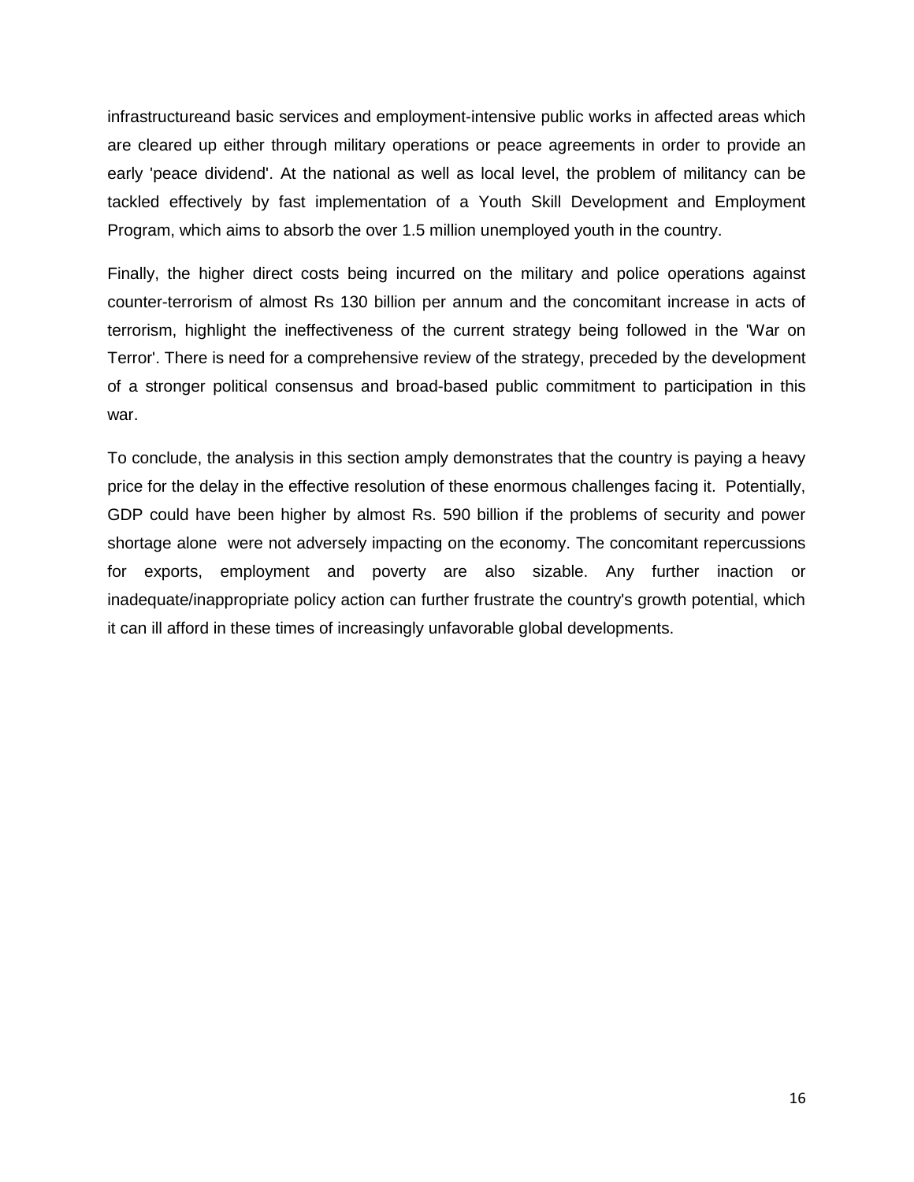infrastructureand basic services and employment-intensive public works in affected areas which are cleared up either through military operations or peace agreements in order to provide an early 'peace dividend'. At the national as well as local level, the problem of militancy can be tackled effectively by fast implementation of a Youth Skill Development and Employment Program, which aims to absorb the over 1.5 million unemployed youth in the country.

Finally, the higher direct costs being incurred on the military and police operations against counter-terrorism of almost Rs 130 billion per annum and the concomitant increase in acts of terrorism, highlight the ineffectiveness of the current strategy being followed in the 'War on Terror'. There is need for a comprehensive review of the strategy, preceded by the development of a stronger political consensus and broad-based public commitment to participation in this war.

To conclude, the analysis in this section amply demonstrates that the country is paying a heavy price for the delay in the effective resolution of these enormous challenges facing it. Potentially, GDP could have been higher by almost Rs. 590 billion if the problems of security and power shortage alone were not adversely impacting on the economy. The concomitant repercussions for exports, employment and poverty are also sizable. Any further inaction or inadequate/inappropriate policy action can further frustrate the country's growth potential, which it can ill afford in these times of increasingly unfavorable global developments.